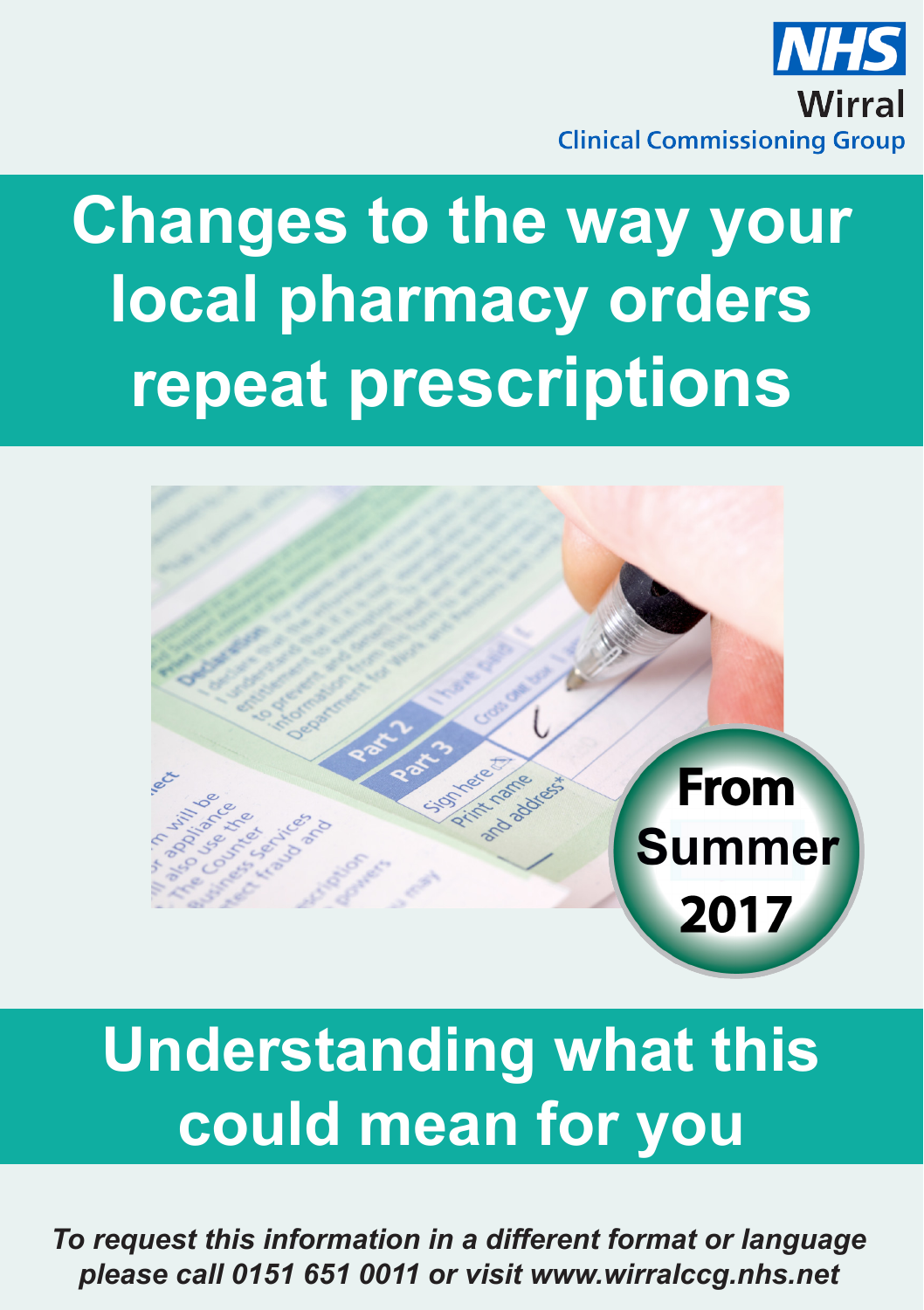NHS Wirral Clinical Commissioning Group

# Changes to the way your local pharmacy orders repeat prescriptions

**From Summer 2017**

## Understanding what this could mean for you

***To request this information in a different format or language please call 0151 651 0011 or visit www.wirralccg.nhs.net***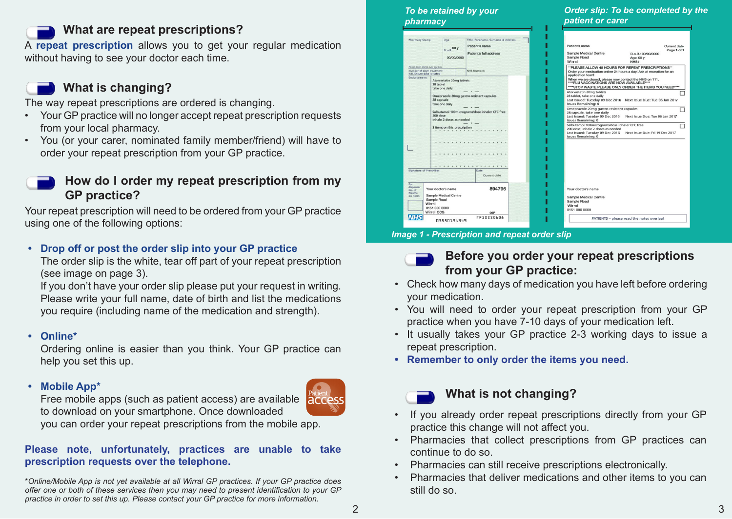## What are repeat prescriptions?

A **repeat prescription** allows you to get your regular medication without having to see your doctor each time.

## What is changing?

The way repeat prescriptions are ordered is changing.

- Your GP practice will no longer accept repeat prescription requests from your local pharmacy.
- You (or your carer, nominated family member/friend) will have to order your repeat prescription from your GP practice.

## How do I order my repeat prescription from my GP practice?

Your repeat prescription will need to be ordered from your GP practice using one of the following options:

- **Drop off or post the order slip into your GP practice**
  The order slip is the white, tear off part of your repeat prescription (see image on page 3).
  If you don't have your order slip please put your request in writing. Please write your full name, date of birth and list the medications you require (including name of the medication and strength).

- **Online***
  Ordering online is easier than you think. Your GP practice can help you set this up.

- **Mobile App***
  Free mobile apps (such as patient access) are available to download on your smartphone. Once downloaded you can order your repeat prescriptions from the mobile app.

**Please note, unfortunately, practices are unable to take prescription requests over the telephone.**

*\*Online/Mobile App is not yet available at all Wirral GP practices. If your GP practice does offer one or both of these services then you may need to present identification to your GP practice in order to set this up. Please contact your GP practice for more information.*

*To be retained by your pharmacy* | *Order slip: To be completed by the patient or carer*

*Image 1 - Prescription and repeat order slip*

## Before you order your repeat prescriptions from your GP practice:

- Check how many days of medication you have left before ordering your medication.
- You will need to order your repeat prescription from your GP practice when you have 7-10 days of your medication left.
- It usually takes your GP practice 2-3 working days to issue a repeat prescription.
- **Remember to only order the items you need.**

## What is not changing?

- If you already order repeat prescriptions directly from your GP practice this change will not affect you.
- Pharmacies that collect prescriptions from GP practices can continue to do so.
- Pharmacies can still receive prescriptions electronically.
- Pharmacies that deliver medications and other items to you can still do so.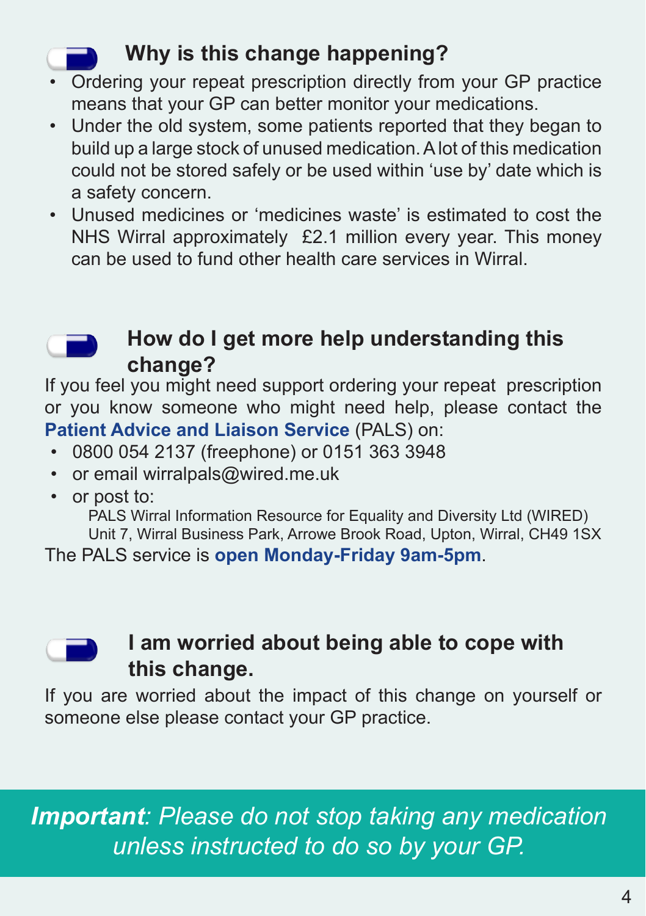## Why is this change happening?

- Ordering your repeat prescription directly from your GP practice means that your GP can better monitor your medications.
- Under the old system, some patients reported that they began to build up a large stock of unused medication. A lot of this medication could not be stored safely or be used within 'use by' date which is a safety concern.
- Unused medicines or 'medicines waste' is estimated to cost the NHS Wirral approximately £2.1 million every year. This money can be used to fund other health care services in Wirral.

## How do I get more help understanding this change?

If you feel you might need support ordering your repeat prescription or you know someone who might need help, please contact the **Patient Advice and Liaison Service** (PALS) on:

- 0800 054 2137 (freephone) or 0151 363 3948
- or email wirralpals@wired.me.uk
- or post to:
  PALS Wirral Information Resource for Equality and Diversity Ltd (WIRED)
  Unit 7, Wirral Business Park, Arrowe Brook Road, Upton, Wirral, CH49 1SX

The PALS service is **open Monday-Friday 9am-5pm**.

## I am worried about being able to cope with this change.

If you are worried about the impact of this change on yourself or someone else please contact your GP practice.

***Important****: Please do not stop taking any medication unless instructed to do so by your GP.*